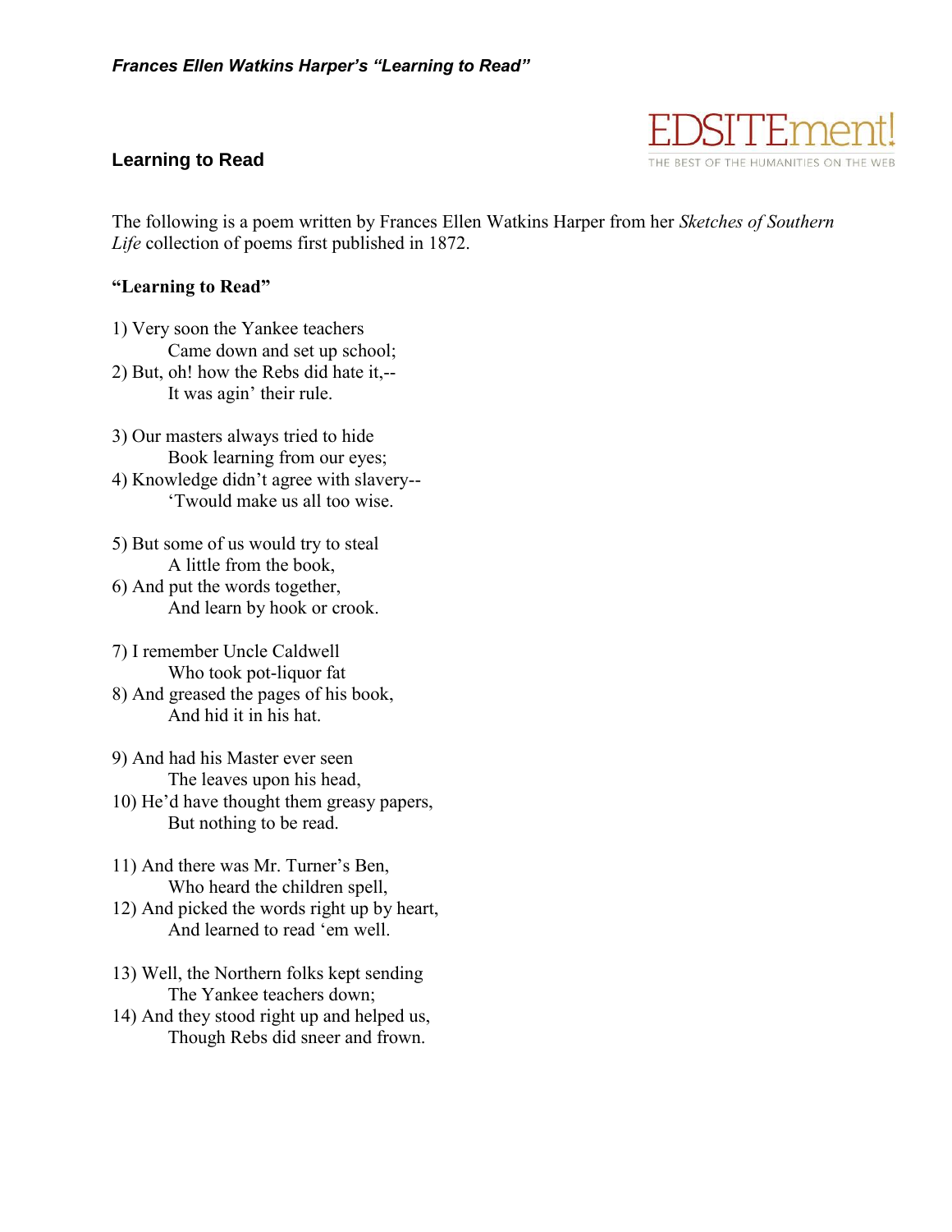*Frances Ellen Watkins Harper's "Learning to Read"*

## Learning to Read

The following is a poem written by Frances Ellen Watkins Harper from her *Sketches of Southern Life* collection of poems first published in 1872.

**"Learning to Read"**

1) Very soon the Yankee teachers
   Came down and set up school;
2) But, oh! how the Rebs did hate it,--
   It was agin' their rule.

3) Our masters always tried to hide
   Book learning from our eyes;
4) Knowledge didn't agree with slavery--
   'Twould make us all too wise.

5) But some of us would try to steal
   A little from the book,
6) And put the words together,
   And learn by hook or crook.

7) I remember Uncle Caldwell
   Who took pot-liquor fat
8) And greased the pages of his book,
   And hid it in his hat.

9) And had his Master ever seen
   The leaves upon his head,
10) He'd have thought them greasy papers,
   But nothing to be read.

11) And there was Mr. Turner's Ben,
   Who heard the children spell,
12) And picked the words right up by heart,
   And learned to read 'em well.

13) Well, the Northern folks kept sending
   The Yankee teachers down;
14) And they stood right up and helped us,
   Though Rebs did sneer and frown.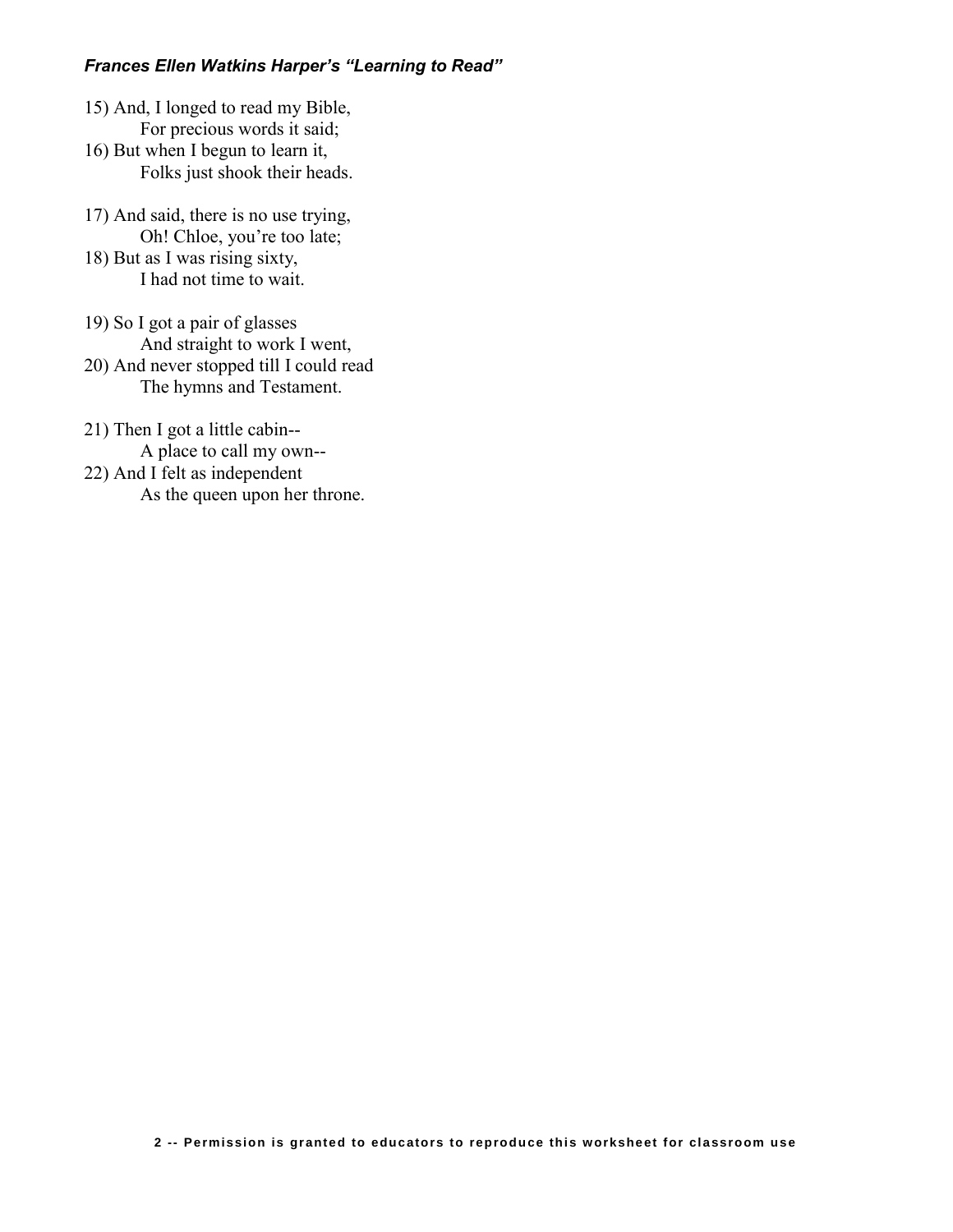***Frances Ellen Watkins Harper's "Learning to Read"***

15) And, I longed to read my Bible,
    For precious words it said;
16) But when I begun to learn it,
    Folks just shook their heads.

17) And said, there is no use trying,
    Oh! Chloe, you're too late;
18) But as I was rising sixty,
    I had not time to wait.

19) So I got a pair of glasses
    And straight to work I went,
20) And never stopped till I could read
    The hymns and Testament.

21) Then I got a little cabin--
    A place to call my own--
22) And I felt as independent
    As the queen upon her throne.

Permission is granted to educators to reproduce this worksheet for classroom use